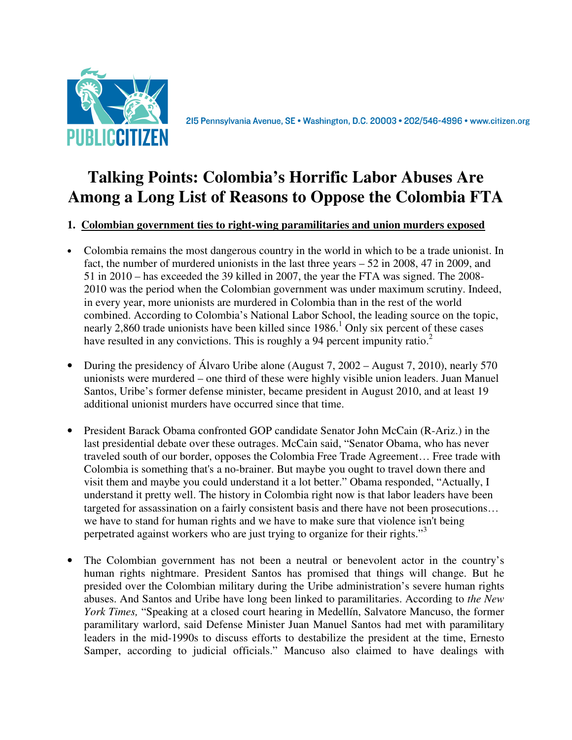PUBLIC CITIZEN

215 Pennsylvania Avenue, SE • Washington, D.C. 20003 • 202/546-4996 • www.citizen.org

# Talking Points: Colombia's Horrific Labor Abuses Are Among a Long List of Reasons to Oppose the Colombia FTA

## 1. Colombian government ties to right-wing paramilitaries and union murders exposed

- Colombia remains the most dangerous country in the world in which to be a trade unionist. In fact, the number of murdered unionists in the last three years – 52 in 2008, 47 in 2009, and 51 in 2010 – has exceeded the 39 killed in 2007, the year the FTA was signed. The 2008-2010 was the period when the Colombian government was under maximum scrutiny. Indeed, in every year, more unionists are murdered in Colombia than in the rest of the world combined. According to Colombia's National Labor School, the leading source on the topic, nearly 2,860 trade unionists have been killed since 1986.[1] Only six percent of these cases have resulted in any convictions. This is roughly a 94 percent impunity ratio.[2]

- During the presidency of Álvaro Uribe alone (August 7, 2002 – August 7, 2010), nearly 570 unionists were murdered – one third of these were highly visible union leaders. Juan Manuel Santos, Uribe's former defense minister, became president in August 2010, and at least 19 additional unionist murders have occurred since that time.

- President Barack Obama confronted GOP candidate Senator John McCain (R-Ariz.) in the last presidential debate over these outrages. McCain said, "Senator Obama, who has never traveled south of our border, opposes the Colombia Free Trade Agreement… Free trade with Colombia is something that's a no-brainer. But maybe you ought to travel down there and visit them and maybe you could understand it a lot better." Obama responded, "Actually, I understand it pretty well. The history in Colombia right now is that labor leaders have been targeted for assassination on a fairly consistent basis and there have not been prosecutions… we have to stand for human rights and we have to make sure that violence isn't being perpetrated against workers who are just trying to organize for their rights."[3]

- The Colombian government has not been a neutral or benevolent actor in the country's human rights nightmare. President Santos has promised that things will change. But he presided over the Colombian military during the Uribe administration's severe human rights abuses. And Santos and Uribe have long been linked to paramilitaries. According to *the New York Times,* "Speaking at a closed court hearing in Medellín, Salvatore Mancuso, the former paramilitary warlord, said Defense Minister Juan Manuel Santos had met with paramilitary leaders in the mid-1990s to discuss efforts to destabilize the president at the time, Ernesto Samper, according to judicial officials." Mancuso also claimed to have dealings with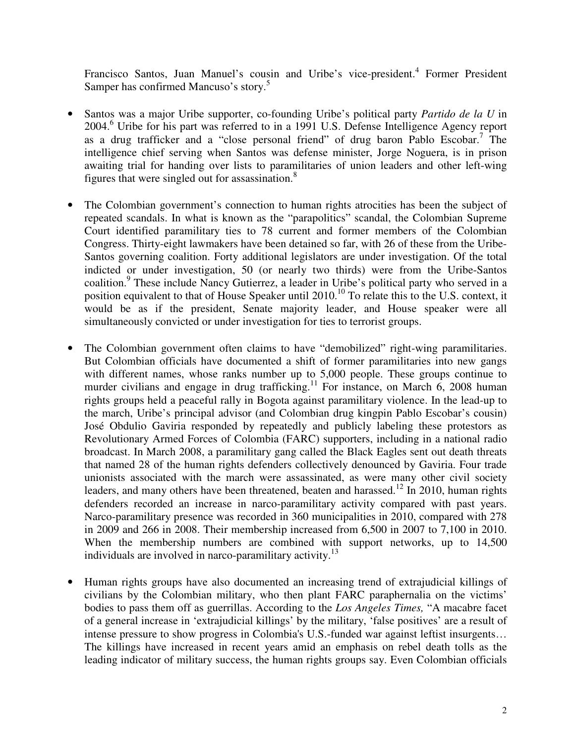Francisco Santos, Juan Manuel's cousin and Uribe's vice-president.[4] Former President Samper has confirmed Mancuso's story.[5]

- Santos was a major Uribe supporter, co-founding Uribe's political party *Partido de la U* in 2004.[6] Uribe for his part was referred to in a 1991 U.S. Defense Intelligence Agency report as a drug trafficker and a "close personal friend" of drug baron Pablo Escobar.[7] The intelligence chief serving when Santos was defense minister, Jorge Noguera, is in prison awaiting trial for handing over lists to paramilitaries of union leaders and other left-wing figures that were singled out for assassination.[8]

- The Colombian government's connection to human rights atrocities has been the subject of repeated scandals. In what is known as the "parapolitics" scandal, the Colombian Supreme Court identified paramilitary ties to 78 current and former members of the Colombian Congress. Thirty-eight lawmakers have been detained so far, with 26 of these from the Uribe-Santos governing coalition. Forty additional legislators are under investigation. Of the total indicted or under investigation, 50 (or nearly two thirds) were from the Uribe-Santos coalition.[9] These include Nancy Gutierrez, a leader in Uribe's political party who served in a position equivalent to that of House Speaker until 2010.[10] To relate this to the U.S. context, it would be as if the president, Senate majority leader, and House speaker were all simultaneously convicted or under investigation for ties to terrorist groups.

- The Colombian government often claims to have "demobilized" right-wing paramilitaries. But Colombian officials have documented a shift of former paramilitaries into new gangs with different names, whose ranks number up to 5,000 people. These groups continue to murder civilians and engage in drug trafficking.[11] For instance, on March 6, 2008 human rights groups held a peaceful rally in Bogota against paramilitary violence. In the lead-up to the march, Uribe's principal advisor (and Colombian drug kingpin Pablo Escobar's cousin) José Obdulio Gaviria responded by repeatedly and publicly labeling these protestors as Revolutionary Armed Forces of Colombia (FARC) supporters, including in a national radio broadcast. In March 2008, a paramilitary gang called the Black Eagles sent out death threats that named 28 of the human rights defenders collectively denounced by Gaviria. Four trade unionists associated with the march were assassinated, as were many other civil society leaders, and many others have been threatened, beaten and harassed.[12] In 2010, human rights defenders recorded an increase in narco-paramilitary activity compared with past years. Narco-paramilitary presence was recorded in 360 municipalities in 2010, compared with 278 in 2009 and 266 in 2008. Their membership increased from 6,500 in 2007 to 7,100 in 2010. When the membership numbers are combined with support networks, up to 14,500 individuals are involved in narco-paramilitary activity.[13]

- Human rights groups have also documented an increasing trend of extrajudicial killings of civilians by the Colombian military, who then plant FARC paraphernalia on the victims' bodies to pass them off as guerrillas. According to the *Los Angeles Times,* "A macabre facet of a general increase in 'extrajudicial killings' by the military, 'false positives' are a result of intense pressure to show progress in Colombia's U.S.-funded war against leftist insurgents… The killings have increased in recent years amid an emphasis on rebel death tolls as the leading indicator of military success, the human rights groups say. Even Colombian officials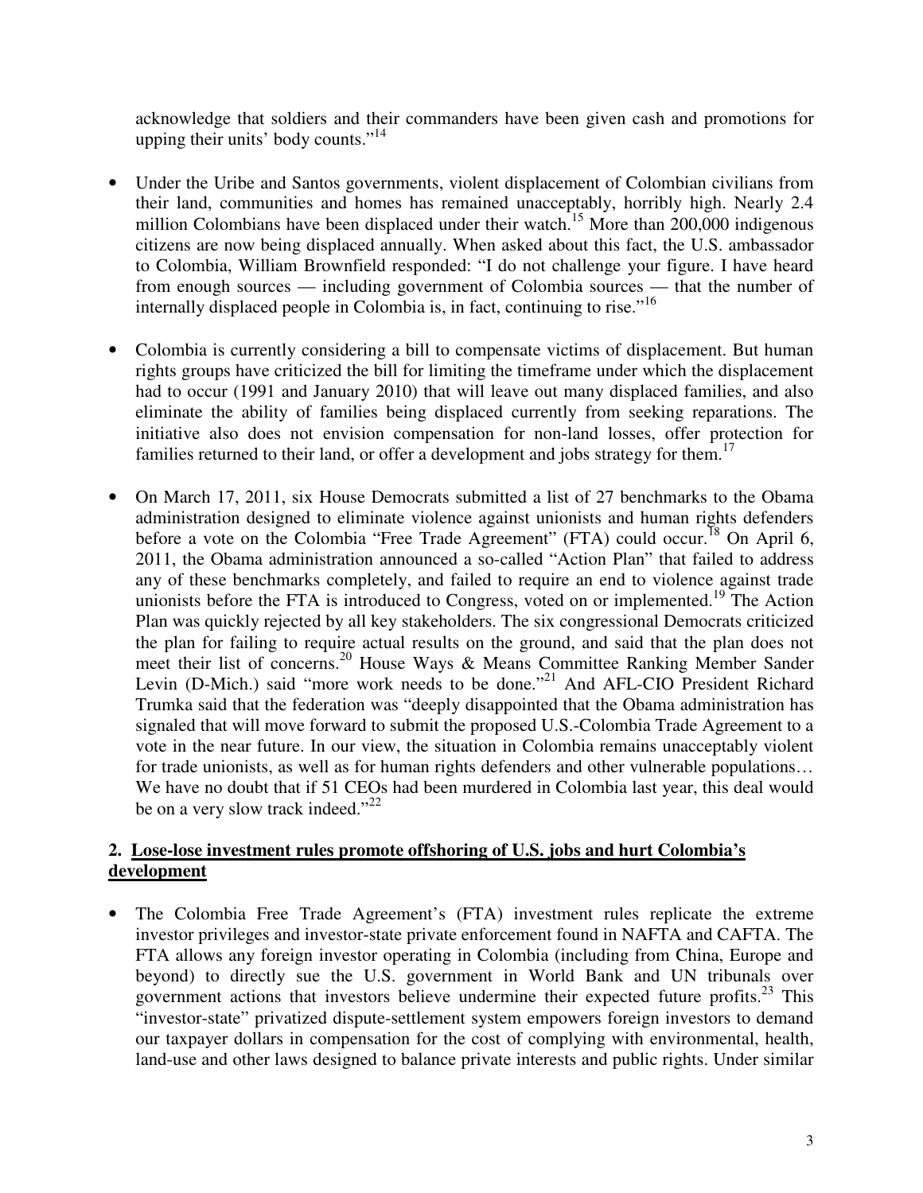acknowledge that soldiers and their commanders have been given cash and promotions for upping their units' body counts."[14]

- Under the Uribe and Santos governments, violent displacement of Colombian civilians from their land, communities and homes has remained unacceptably, horribly high. Nearly 2.4 million Colombians have been displaced under their watch.[15] More than 200,000 indigenous citizens are now being displaced annually. When asked about this fact, the U.S. ambassador to Colombia, William Brownfield responded: "I do not challenge your figure. I have heard from enough sources — including government of Colombia sources — that the number of internally displaced people in Colombia is, in fact, continuing to rise."[16]

- Colombia is currently considering a bill to compensate victims of displacement. But human rights groups have criticized the bill for limiting the timeframe under which the displacement had to occur (1991 and January 2010) that will leave out many displaced families, and also eliminate the ability of families being displaced currently from seeking reparations. The initiative also does not envision compensation for non-land losses, offer protection for families returned to their land, or offer a development and jobs strategy for them.[17]

- On March 17, 2011, six House Democrats submitted a list of 27 benchmarks to the Obama administration designed to eliminate violence against unionists and human rights defenders before a vote on the Colombia "Free Trade Agreement" (FTA) could occur.[18] On April 6, 2011, the Obama administration announced a so-called "Action Plan" that failed to address any of these benchmarks completely, and failed to require an end to violence against trade unionists before the FTA is introduced to Congress, voted on or implemented.[19] The Action Plan was quickly rejected by all key stakeholders. The six congressional Democrats criticized the plan for failing to require actual results on the ground, and said that the plan does not meet their list of concerns.[20] House Ways & Means Committee Ranking Member Sander Levin (D-Mich.) said "more work needs to be done."[21] And AFL-CIO President Richard Trumka said that the federation was "deeply disappointed that the Obama administration has signaled that will move forward to submit the proposed U.S.-Colombia Trade Agreement to a vote in the near future. In our view, the situation in Colombia remains unacceptably violent for trade unionists, as well as for human rights defenders and other vulnerable populations… We have no doubt that if 51 CEOs had been murdered in Colombia last year, this deal would be on a very slow track indeed."[22]

## 2. Lose-lose investment rules promote offshoring of U.S. jobs and hurt Colombia's development

- The Colombia Free Trade Agreement's (FTA) investment rules replicate the extreme investor privileges and investor-state private enforcement found in NAFTA and CAFTA. The FTA allows any foreign investor operating in Colombia (including from China, Europe and beyond) to directly sue the U.S. government in World Bank and UN tribunals over government actions that investors believe undermine their expected future profits.[23] This "investor-state" privatized dispute-settlement system empowers foreign investors to demand our taxpayer dollars in compensation for the cost of complying with environmental, health, land-use and other laws designed to balance private interests and public rights. Under similar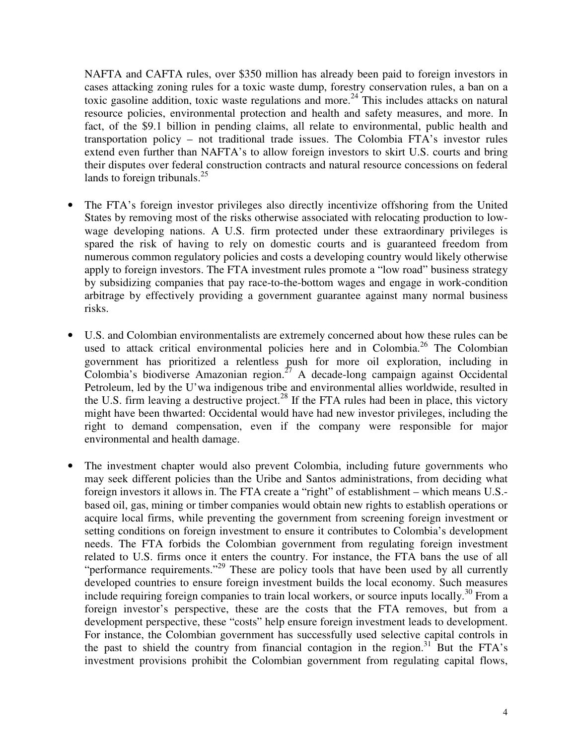NAFTA and CAFTA rules, over \$350 million has already been paid to foreign investors in cases attacking zoning rules for a toxic waste dump, forestry conservation rules, a ban on a toxic gasoline addition, toxic waste regulations and more.[24] This includes attacks on natural resource policies, environmental protection and health and safety measures, and more. In fact, of the \$9.1 billion in pending claims, all relate to environmental, public health and transportation policy – not traditional trade issues. The Colombia FTA's investor rules extend even further than NAFTA's to allow foreign investors to skirt U.S. courts and bring their disputes over federal construction contracts and natural resource concessions on federal lands to foreign tribunals.[25]

- The FTA's foreign investor privileges also directly incentivize offshoring from the United States by removing most of the risks otherwise associated with relocating production to low-wage developing nations. A U.S. firm protected under these extraordinary privileges is spared the risk of having to rely on domestic courts and is guaranteed freedom from numerous common regulatory policies and costs a developing country would likely otherwise apply to foreign investors. The FTA investment rules promote a "low road" business strategy by subsidizing companies that pay race-to-the-bottom wages and engage in work-condition arbitrage by effectively providing a government guarantee against many normal business risks.

- U.S. and Colombian environmentalists are extremely concerned about how these rules can be used to attack critical environmental policies here and in Colombia.[26] The Colombian government has prioritized a relentless push for more oil exploration, including in Colombia's biodiverse Amazonian region.[27] A decade-long campaign against Occidental Petroleum, led by the U'wa indigenous tribe and environmental allies worldwide, resulted in the U.S. firm leaving a destructive project.[28] If the FTA rules had been in place, this victory might have been thwarted: Occidental would have had new investor privileges, including the right to demand compensation, even if the company were responsible for major environmental and health damage.

- The investment chapter would also prevent Colombia, including future governments who may seek different policies than the Uribe and Santos administrations, from deciding what foreign investors it allows in. The FTA create a "right" of establishment – which means U.S.-based oil, gas, mining or timber companies would obtain new rights to establish operations or acquire local firms, while preventing the government from screening foreign investment or setting conditions on foreign investment to ensure it contributes to Colombia's development needs. The FTA forbids the Colombian government from regulating foreign investment related to U.S. firms once it enters the country. For instance, the FTA bans the use of all "performance requirements."[29] These are policy tools that have been used by all currently developed countries to ensure foreign investment builds the local economy. Such measures include requiring foreign companies to train local workers, or source inputs locally.[30] From a foreign investor's perspective, these are the costs that the FTA removes, but from a development perspective, these "costs" help ensure foreign investment leads to development. For instance, the Colombian government has successfully used selective capital controls in the past to shield the country from financial contagion in the region.[31] But the FTA's investment provisions prohibit the Colombian government from regulating capital flows,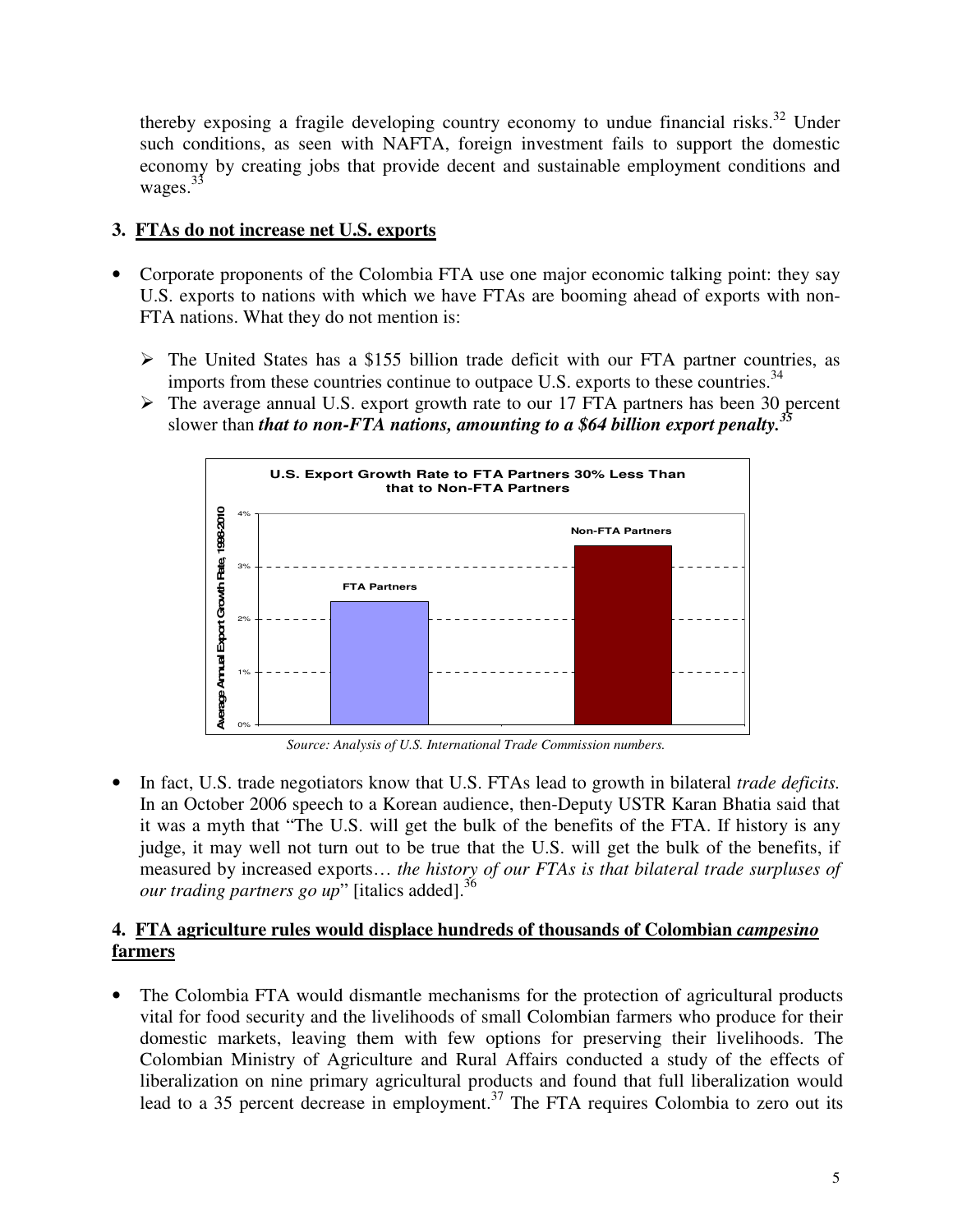thereby exposing a fragile developing country economy to undue financial risks.[32] Under such conditions, as seen with NAFTA, foreign investment fails to support the domestic economy by creating jobs that provide decent and sustainable employment conditions and wages.[33]

### 3. FTAs do not increase net U.S. exports

- Corporate proponents of the Colombia FTA use one major economic talking point: they say U.S. exports to nations with which we have FTAs are booming ahead of exports with non-FTA nations. What they do not mention is:
  - The United States has a $155 billion trade deficit with our FTA partner countries, as imports from these countries continue to outpace U.S. exports to these countries.[34]
  - The average annual U.S. export growth rate to our 17 FTA partners has been 30 percent slower than ***that to non-FTA nations, amounting to a $64 billion export penalty.***[35]

**U.S. Export Growth Rate to FTA Partners 30% Less Than that to Non-FTA Partners**

*Source: Analysis of U.S. International Trade Commission numbers.*

- In fact, U.S. trade negotiators know that U.S. FTAs lead to growth in bilateral *trade deficits.* In an October 2006 speech to a Korean audience, then-Deputy USTR Karan Bhatia said that it was a myth that "The U.S. will get the bulk of the benefits of the FTA. If history is any judge, it may well not turn out to be true that the U.S. will get the bulk of the benefits, if measured by increased exports… *the history of our FTAs is that bilateral trade surpluses of our trading partners go up*" [italics added].[36]

### 4. FTA agriculture rules would displace hundreds of thousands of Colombian *campesino* farmers

- The Colombia FTA would dismantle mechanisms for the protection of agricultural products vital for food security and the livelihoods of small Colombian farmers who produce for their domestic markets, leaving them with few options for preserving their livelihoods. The Colombian Ministry of Agriculture and Rural Affairs conducted a study of the effects of liberalization on nine primary agricultural products and found that full liberalization would lead to a 35 percent decrease in employment.[37] The FTA requires Colombia to zero out its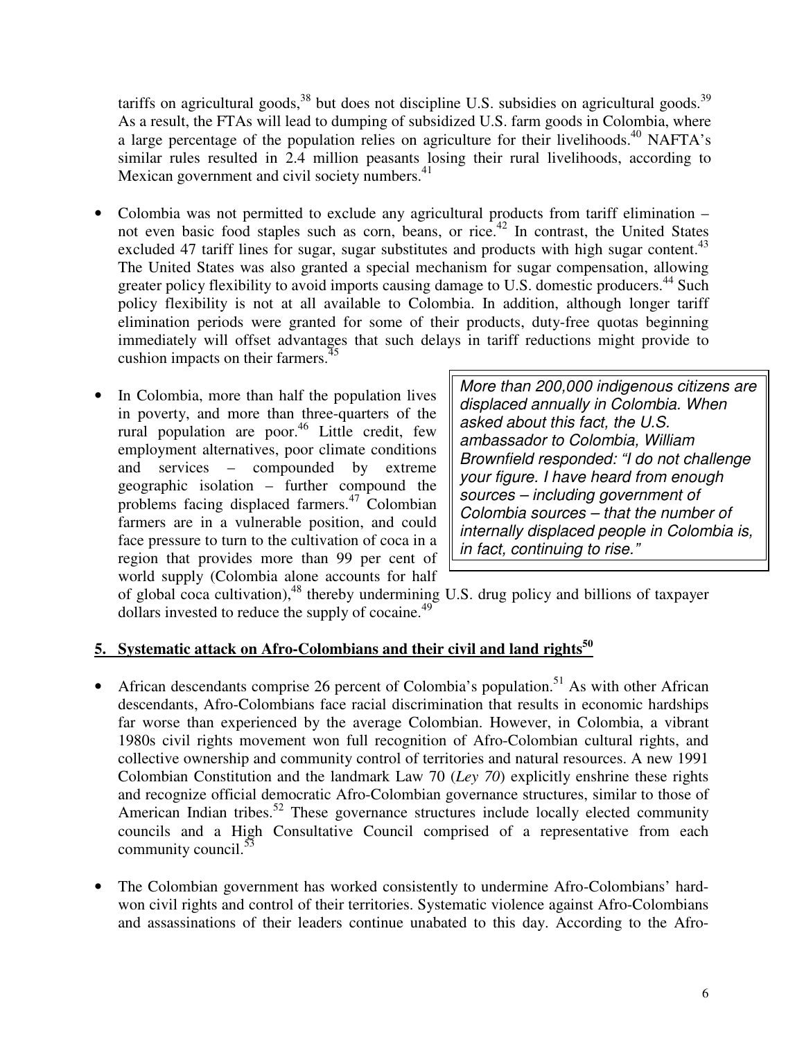tariffs on agricultural goods,[38] but does not discipline U.S. subsidies on agricultural goods.[39] As a result, the FTAs will lead to dumping of subsidized U.S. farm goods in Colombia, where a large percentage of the population relies on agriculture for their livelihoods.[40] NAFTA's similar rules resulted in 2.4 million peasants losing their rural livelihoods, according to Mexican government and civil society numbers.[41]

- Colombia was not permitted to exclude any agricultural products from tariff elimination – not even basic food staples such as corn, beans, or rice.[42] In contrast, the United States excluded 47 tariff lines for sugar, sugar substitutes and products with high sugar content.[43] The United States was also granted a special mechanism for sugar compensation, allowing greater policy flexibility to avoid imports causing damage to U.S. domestic producers.[44] Such policy flexibility is not at all available to Colombia. In addition, although longer tariff elimination periods were granted for some of their products, duty-free quotas beginning immediately will offset advantages that such delays in tariff reductions might provide to cushion impacts on their farmers.[45]

- In Colombia, more than half the population lives in poverty, and more than three-quarters of the rural population are poor.[46] Little credit, few employment alternatives, poor climate conditions and services – compounded by extreme geographic isolation – further compound the problems facing displaced farmers.[47] Colombian farmers are in a vulnerable position, and could face pressure to turn to the cultivation of coca in a region that provides more than 99 per cent of world supply (Colombia alone accounts for half of global coca cultivation),[48] thereby undermining U.S. drug policy and billions of taxpayer dollars invested to reduce the supply of cocaine.[49]

> *More than 200,000 indigenous citizens are displaced annually in Colombia. When asked about this fact, the U.S. ambassador to Colombia, William Brownfield responded: "I do not challenge your figure. I have heard from enough sources – including government of Colombia sources – that the number of internally displaced people in Colombia is, in fact, continuing to rise."*

## 5. Systematic attack on Afro-Colombians and their civil and land rights[50]

- African descendants comprise 26 percent of Colombia's population.[51] As with other African descendants, Afro-Colombians face racial discrimination that results in economic hardships far worse than experienced by the average Colombian. However, in Colombia, a vibrant 1980s civil rights movement won full recognition of Afro-Colombian cultural rights, and collective ownership and community control of territories and natural resources. A new 1991 Colombian Constitution and the landmark Law 70 (*Ley 70*) explicitly enshrine these rights and recognize official democratic Afro-Colombian governance structures, similar to those of American Indian tribes.[52] These governance structures include locally elected community councils and a High Consultative Council comprised of a representative from each community council.[53]

- The Colombian government has worked consistently to undermine Afro-Colombians' hard-won civil rights and control of their territories. Systematic violence against Afro-Colombians and assassinations of their leaders continue unabated to this day. According to the Afro-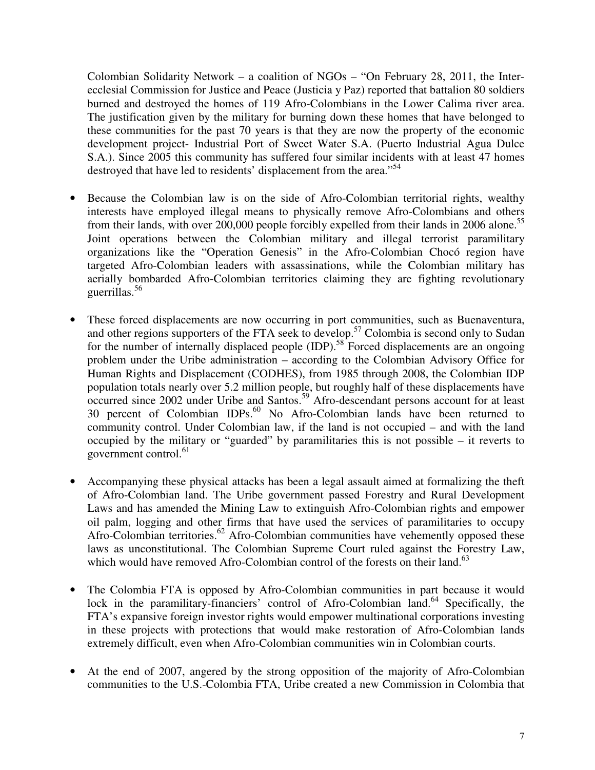Colombian Solidarity Network – a coalition of NGOs – "On February 28, 2011, the Inter-ecclesial Commission for Justice and Peace (Justicia y Paz) reported that battalion 80 soldiers burned and destroyed the homes of 119 Afro-Colombians in the Lower Calima river area. The justification given by the military for burning down these homes that have belonged to these communities for the past 70 years is that they are now the property of the economic development project- Industrial Port of Sweet Water S.A. (Puerto Industrial Agua Dulce S.A.). Since 2005 this community has suffered four similar incidents with at least 47 homes destroyed that have led to residents' displacement from the area."[54]

- Because the Colombian law is on the side of Afro-Colombian territorial rights, wealthy interests have employed illegal means to physically remove Afro-Colombians and others from their lands, with over 200,000 people forcibly expelled from their lands in 2006 alone.[55] Joint operations between the Colombian military and illegal terrorist paramilitary organizations like the "Operation Genesis" in the Afro-Colombian Chocó region have targeted Afro-Colombian leaders with assassinations, while the Colombian military has aerially bombarded Afro-Colombian territories claiming they are fighting revolutionary guerrillas.[56]

- These forced displacements are now occurring in port communities, such as Buenaventura, and other regions supporters of the FTA seek to develop.[57] Colombia is second only to Sudan for the number of internally displaced people (IDP).[58] Forced displacements are an ongoing problem under the Uribe administration – according to the Colombian Advisory Office for Human Rights and Displacement (CODHES), from 1985 through 2008, the Colombian IDP population totals nearly over 5.2 million people, but roughly half of these displacements have occurred since 2002 under Uribe and Santos.[59] Afro-descendant persons account for at least 30 percent of Colombian IDPs.[60] No Afro-Colombian lands have been returned to community control. Under Colombian law, if the land is not occupied – and with the land occupied by the military or "guarded" by paramilitaries this is not possible – it reverts to government control.[61]

- Accompanying these physical attacks has been a legal assault aimed at formalizing the theft of Afro-Colombian land. The Uribe government passed Forestry and Rural Development Laws and has amended the Mining Law to extinguish Afro-Colombian rights and empower oil palm, logging and other firms that have used the services of paramilitaries to occupy Afro-Colombian territories.[62] Afro-Colombian communities have vehemently opposed these laws as unconstitutional. The Colombian Supreme Court ruled against the Forestry Law, which would have removed Afro-Colombian control of the forests on their land.[63]

- The Colombia FTA is opposed by Afro-Colombian communities in part because it would lock in the paramilitary-financiers' control of Afro-Colombian land.[64] Specifically, the FTA's expansive foreign investor rights would empower multinational corporations investing in these projects with protections that would make restoration of Afro-Colombian lands extremely difficult, even when Afro-Colombian communities win in Colombian courts.

- At the end of 2007, angered by the strong opposition of the majority of Afro-Colombian communities to the U.S.-Colombia FTA, Uribe created a new Commission in Colombia that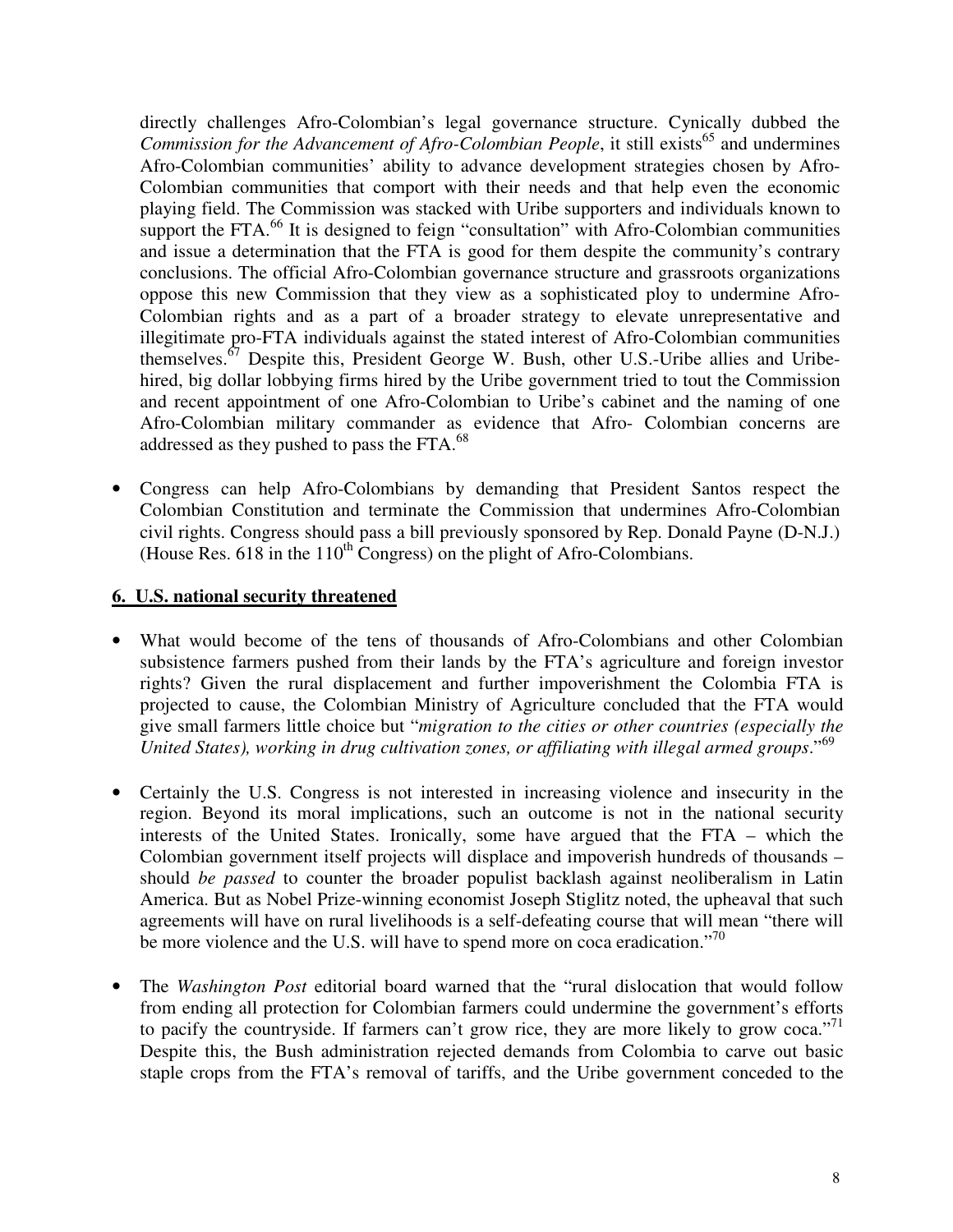directly challenges Afro-Colombian's legal governance structure. Cynically dubbed the *Commission for the Advancement of Afro-Colombian People*, it still exists[65] and undermines Afro-Colombian communities' ability to advance development strategies chosen by Afro-Colombian communities that comport with their needs and that help even the economic playing field. The Commission was stacked with Uribe supporters and individuals known to support the FTA.[66] It is designed to feign "consultation" with Afro-Colombian communities and issue a determination that the FTA is good for them despite the community's contrary conclusions. The official Afro-Colombian governance structure and grassroots organizations oppose this new Commission that they view as a sophisticated ploy to undermine Afro-Colombian rights and as a part of a broader strategy to elevate unrepresentative and illegitimate pro-FTA individuals against the stated interest of Afro-Colombian communities themselves.[67] Despite this, President George W. Bush, other U.S.-Uribe allies and Uribe-hired, big dollar lobbying firms hired by the Uribe government tried to tout the Commission and recent appointment of one Afro-Colombian to Uribe's cabinet and the naming of one Afro-Colombian military commander as evidence that Afro- Colombian concerns are addressed as they pushed to pass the FTA.[68]

- Congress can help Afro-Colombians by demanding that President Santos respect the Colombian Constitution and terminate the Commission that undermines Afro-Colombian civil rights. Congress should pass a bill previously sponsored by Rep. Donald Payne (D-N.J.) (House Res. 618 in the 110th Congress) on the plight of Afro-Colombians.

## 6. U.S. national security threatened

- What would become of the tens of thousands of Afro-Colombians and other Colombian subsistence farmers pushed from their lands by the FTA's agriculture and foreign investor rights? Given the rural displacement and further impoverishment the Colombia FTA is projected to cause, the Colombian Ministry of Agriculture concluded that the FTA would give small farmers little choice but "*migration to the cities or other countries (especially the United States), working in drug cultivation zones, or affiliating with illegal armed groups*."[69]

- Certainly the U.S. Congress is not interested in increasing violence and insecurity in the region. Beyond its moral implications, such an outcome is not in the national security interests of the United States. Ironically, some have argued that the FTA – which the Colombian government itself projects will displace and impoverish hundreds of thousands – should *be passed* to counter the broader populist backlash against neoliberalism in Latin America. But as Nobel Prize-winning economist Joseph Stiglitz noted, the upheaval that such agreements will have on rural livelihoods is a self-defeating course that will mean "there will be more violence and the U.S. will have to spend more on coca eradication."[70]

- The *Washington Post* editorial board warned that the "rural dislocation that would follow from ending all protection for Colombian farmers could undermine the government's efforts to pacify the countryside. If farmers can't grow rice, they are more likely to grow coca."[71] Despite this, the Bush administration rejected demands from Colombia to carve out basic staple crops from the FTA's removal of tariffs, and the Uribe government conceded to the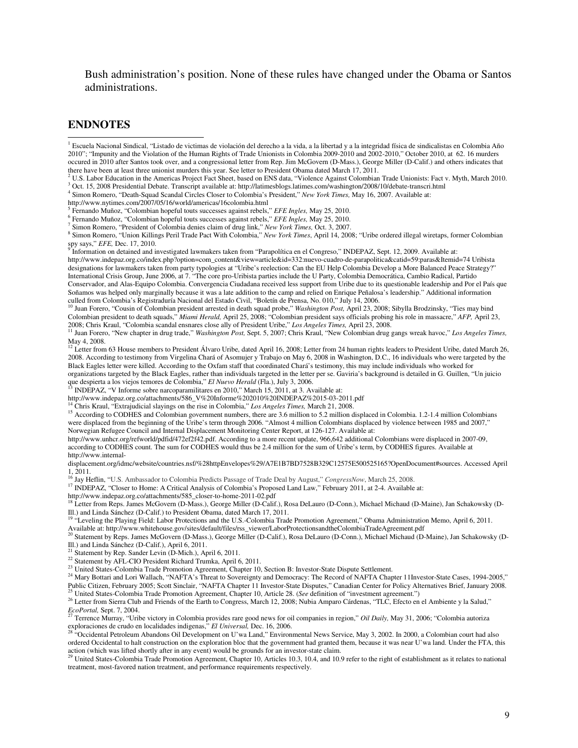Bush administration's position. None of these rules have changed under the Obama or Santos administrations.

## ENDNOTES

[1] Escuela Nacional Sindical, "Listado de victimas de violación del derecho a la vida, a la libertad y a la integridad física de sindicalistas en Colombia Año 2010"; "Impunity and the Violation of the Human Rights of Trade Unionists in Colombia 2009-2010 and 2002-2010," October 2010, at 62. 16 murders occured in 2010 after Santos took over, and a congressional letter from Rep. Jim McGovern (D-Mass.), George Miller (D-Calif.) and others indicates that there have been at least three unionist murders this year. See letter to President Obama dated March 17, 2011.

[2] U.S. Labor Education in the Americas Project Fact Sheet, based on ENS data, "Violence Against Colombian Trade Unionists: Fact v. Myth, March 2010.

[3] Oct. 15, 2008 Presidential Debate. Transcript available at: http://latimesblogs.latimes.com/washington/2008/10/debate-transcri.html

[4] Simon Romero, "Death-Squad Scandal Circles Closer to Colombia's President," *New York Times,* May 16, 2007. Available at: http://www.nytimes.com/2007/05/16/world/americas/16colombia.html

[5] Fernando Muñoz, "Colombian hopeful touts successes against rebels," *EFE Ingles,* May 25, 2010.

[6] Fernando Muñoz, "Colombian hopeful touts successes against rebels," *EFE Ingles,* May 25, 2010.

[7] Simon Romero, "President of Colombia denies claim of drug link," *New York Times,* Oct. 3, 2007.

[8] Simon Romero, "Union Killings Peril Trade Pact With Colombia," *New York Times*, April 14, 2008; "Uribe ordered illegal wiretaps, former Colombian spy says," *EFE,* Dec. 17, 2010.

[9] Information on detained and investigated lawmakers taken from "Parapolítica en el Congreso," INDEPAZ, Sept. 12, 2009. Available at: http://www.indepaz.org.co/index.php?option=com_content&view=article&id=332:nuevo-cuadro-de-parapolitica&catid=59:paras&Itemid=74 Uribista designations for lawmakers taken from party typologies at "Uribe's reelection: Can the EU Help Colombia Develop a More Balanced Peace Strategy?" International Crisis Group, June 2006, at 7. "The core pro-Uribista parties include the U Party, Colombia Democrática, Cambio Radical, Partido Conservador, and Alas-Equipo Colombia. Convergencia Ciudadana received less support from Uribe due to its questionable leadership and Por el País que Soñamos was helped only marginally because it was a late addition to the camp and relied on Enrique Peñalosa's leadership." Additional information culled from Colombia's Registraduría Nacional del Estado Civil, "Boletín de Prensa, No. 010," July 14, 2006.

[10] Juan Forero, "Cousin of Colombian president arrested in death squad probe," *Washington Post,* April 23, 2008; Sibylla Brodzinsky, "Ties may bind Colombian president to death squads," *Miami Herald,* April 25, 2008; "Colombian president says officials probing his role in massacre," *AFP,* April 23, 2008; Chris Kraul, "Colombia scandal ensnares close ally of President Uribe," *Los Angeles Times,* April 23, 2008.

[11] Juan Forero, "New chapter in drug trade," *Washington Post,* Sept. 5, 2007; Chris Kraul, "New Colombian drug gangs wreak havoc," *Los Angeles Times,* May 4, 2008.

[12] Letter from 63 House members to President Álvaro Uribe, dated April 16, 2008; Letter from 24 human rights leaders to President Uribe, dated March 26, 2008. According to testimony from Virgelina Chará of Asomujer y Trabajo on May 6, 2008 in Washington, D.C., 16 individuals who were targeted by the Black Eagles letter were killed. According to the Oxfam staff that coordinated Chará's testimony, this may include individuals who worked for organizations targeted by the Black Eagles, rather than individuals targeted in the letter per se. Gaviria's background is detailed in G. Guillen, "Un juicio que despierta a los viejos temores de Colombia," *El Nuevo Herald* (Fla.), July 3, 2006.

[13] INDEPAZ, "V Informe sobre narcoparamilitares en 2010," March 15, 2011, at 3. Available at: http://www.indepaz.org.co/attachments/586_V%20Informe%202010%20INDEPAZ%2015-03-2011.pdf

[14] Chris Kraul, "Extrajudicial slayings on the rise in Colombia," *Los Angeles Times,* March 21, 2008.

[15] According to CODHES and Colombian government numbers, there are 3.6 million to 5.2 million displaced in Colombia. 1.2-1.4 million Colombians were displaced from the beginning of the Uribe's term through 2006. "Almost 4 million Colombians displaced by violence between 1985 and 2007," Norwegian Refugee Council and Internal Displacement Monitoring Center Report, at 126-127. Available at: http://www.unhcr.org/refworld/pdfid/472ef2f42.pdf. According to a more recent update, 966,642 additional Colombians were displaced in 2007-09, according to CODHES count. The sum for CODHES would thus be 2.4 million for the sum of Uribe's term, by CODHES figures. Available at http://www.internal-displacement.org/idmc/website/countries.nsf/%28httpEnvelopes%29/A7E1B7BD7528B329C12575E500525165?OpenDocument#sources. Accessed April 1, 2011.

[16] Jay Heflin, "U.S. Ambassador to Colombia Predicts Passage of Trade Deal by August," *CongressNow*, March 25, 2008.

[17] INDEPAZ, "Closer to Home: A Critical Analysis of Colombia's Proposed Land Law," February 2011, at 2-4. Available at: http://www.indepaz.org.co/attachments/585_closer-to-home-2011-02.pdf

[18] Letter from Reps. James McGovern (D-Mass.), George Miller (D-Calif.), Rosa DeLauro (D-Conn.), Michael Michaud (D-Maine), Jan Schakowsky (D-Ill.) and Linda Sánchez (D-Calif.) to President Obama, dated March 17, 2011.

[19] "Leveling the Playing Field: Labor Protections and the U.S.-Colombia Trade Promotion Agreement," Obama Administration Memo, April 6, 2011. Available at: http://www.whitehouse.gov/sites/default/files/rss_viewer/LaborProtectionsandtheColombiaTradeAgreement.pdf

[20] Statement by Reps. James McGovern (D-Mass.), George Miller (D-Calif.), Rosa DeLauro (D-Conn.), Michael Michaud (D-Maine), Jan Schakowsky (D-Ill.) and Linda Sánchez (D-Calif.), April 6, 2011.

[21] Statement by Rep. Sander Levin (D-Mich.), April 6, 2011.

[22] Statement by AFL-CIO President Richard Trumka, April 6, 2011.

[23] United States-Colombia Trade Promotion Agreement, Chapter 10, Section B: Investor-State Dispute Settlement.

[24] Mary Bottari and Lori Wallach, "NAFTA's Threat to Sovereignty and Democracy: The Record of NAFTA Chapter 11Investor-State Cases, 1994-2005," Public Citizen, February 2005; Scott Sinclair, "NAFTA Chapter 11 Investor-State Disputes," Canadian Center for Policy Alternatives Brief, January 2008.

[25] United States-Colombia Trade Promotion Agreement, Chapter 10, Article 28. (*See* definition of "investment agreement.")

[26] Letter from Sierra Club and Friends of the Earth to Congress, March 12, 2008; Nubia Amparo Cárdenas, "TLC, Efecto en el Ambiente y la Salud," *EcoPortal,* Sept. 7, 2004.

[27] Terrence Murray, "Uribe victory in Colombia provides rare good news for oil companies in region," *Oil Daily,* May 31, 2006; "Colombia autoriza exploraciones de crudo en localidades indígenas," *El Universal,* Dec. 16, 2006.

[28] "Occidental Petroleum Abandons Oil Development on U'wa Land," Environmental News Service, May 3, 2002. In 2000, a Colombian court had also ordered Occidental to halt construction on the exploration bloc that the government had granted them, because it was near U'wa land. Under the FTA, this action (which was lifted shortly after in any event) would be grounds for an investor-state claim.

[29] United States-Colombia Trade Promotion Agreement, Chapter 10, Articles 10.3, 10.4, and 10.9 refer to the right of establishment as it relates to national treatment, most-favored nation treatment, and performance requirements respectively.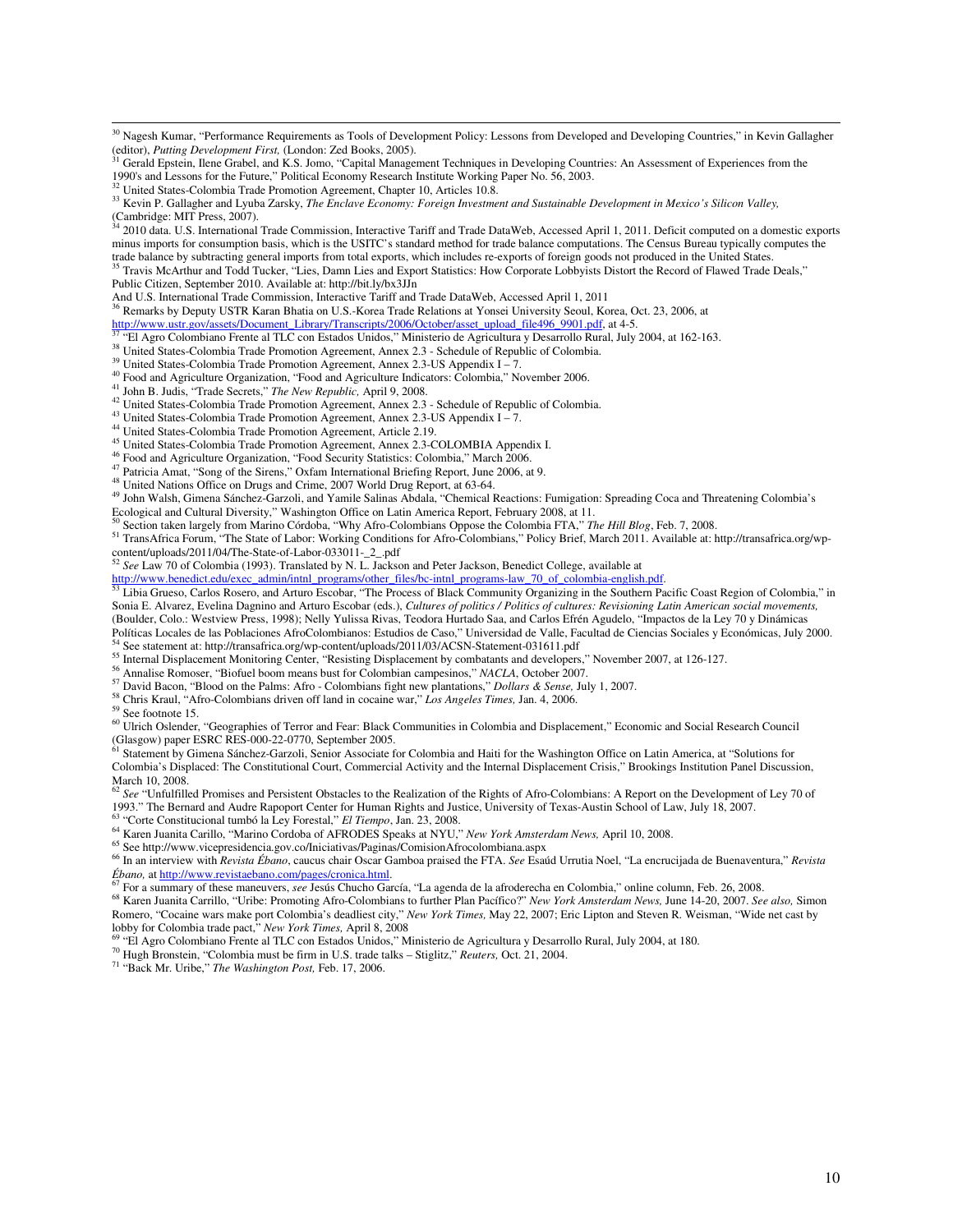[30] Nagesh Kumar, "Performance Requirements as Tools of Development Policy: Lessons from Developed and Developing Countries," in Kevin Gallagher (editor), *Putting Development First,* (London: Zed Books, 2005).

[31] Gerald Epstein, Ilene Grabel, and K.S. Jomo, "Capital Management Techniques in Developing Countries: An Assessment of Experiences from the 1990's and Lessons for the Future," Political Economy Research Institute Working Paper No. 56, 2003.

[32] United States-Colombia Trade Promotion Agreement, Chapter 10, Articles 10.8.

[33] Kevin P. Gallagher and Lyuba Zarsky, *The Enclave Economy: Foreign Investment and Sustainable Development in Mexico's Silicon Valley,* (Cambridge: MIT Press, 2007).

[34] 2010 data. U.S. International Trade Commission, Interactive Tariff and Trade DataWeb, Accessed April 1, 2011. Deficit computed on a domestic exports minus imports for consumption basis, which is the USITC's standard method for trade balance computations. The Census Bureau typically computes the trade balance by subtracting general imports from total exports, which includes re-exports of foreign goods not produced in the United States.

[35] Travis McArthur and Todd Tucker, "Lies, Damn Lies and Export Statistics: How Corporate Lobbyists Distort the Record of Flawed Trade Deals," Public Citizen, September 2010. Available at: http://bit.ly/bx3JJn
And U.S. International Trade Commission, Interactive Tariff and Trade DataWeb, Accessed April 1, 2011

[36] Remarks by Deputy USTR Karan Bhatia on U.S.-Korea Trade Relations at Yonsei University Seoul, Korea, Oct. 23, 2006, at http://www.ustr.gov/assets/Document_Library/Transcripts/2006/October/asset_upload_file496_9901.pdf, at 4-5.

[37] "El Agro Colombiano Frente al TLC con Estados Unidos," Ministerio de Agricultura y Desarrollo Rural, July 2004, at 162-163.

[38] United States-Colombia Trade Promotion Agreement, Annex 2.3 - Schedule of Republic of Colombia.

[39] United States-Colombia Trade Promotion Agreement, Annex 2.3-US Appendix I – 7.

[40] Food and Agriculture Organization, "Food and Agriculture Indicators: Colombia," November 2006.

[41] John B. Judis, "Trade Secrets," *The New Republic,* April 9, 2008.

[42] United States-Colombia Trade Promotion Agreement, Annex 2.3 - Schedule of Republic of Colombia.

[43] United States-Colombia Trade Promotion Agreement, Annex 2.3-US Appendix I – 7.

[44] United States-Colombia Trade Promotion Agreement, Article 2.19.

[45] United States-Colombia Trade Promotion Agreement, Annex 2.3-COLOMBIA Appendix I.

[46] Food and Agriculture Organization, "Food Security Statistics: Colombia," March 2006.

[47] Patricia Amat, "Song of the Sirens," Oxfam International Briefing Report, June 2006, at 9.

[48] United Nations Office on Drugs and Crime, 2007 World Drug Report, at 63-64.

[49] John Walsh, Gimena Sánchez-Garzoli, and Yamile Salinas Abdala, "Chemical Reactions: Fumigation: Spreading Coca and Threatening Colombia's Ecological and Cultural Diversity," Washington Office on Latin America Report, February 2008, at 11.

[50] Section taken largely from Marino Córdoba, "Why Afro-Colombians Oppose the Colombia FTA," *The Hill Blog*, Feb. 7, 2008.

[51] TransAfrica Forum, "The State of Labor: Working Conditions for Afro-Colombians," Policy Brief, March 2011. Available at: http://transafrica.org/wp-content/uploads/2011/04/The-State-of-Labor-033011-_2_.pdf

[52] *See* Law 70 of Colombia (1993). Translated by N. L. Jackson and Peter Jackson, Benedict College, available at http://www.benedict.edu/exec_admin/intnl_programs/other_files/bc-intnl_programs-law_70_of_colombia-english.pdf.

[53] Libia Grueso, Carlos Rosero, and Arturo Escobar, "The Process of Black Community Organizing in the Southern Pacific Coast Region of Colombia," in Sonia E. Alvarez, Evelina Dagnino and Arturo Escobar (eds.), *Cultures of politics / Politics of cultures: Revisioning Latin American social movements,* (Boulder, Colo.: Westview Press, 1998); Nelly Yulissa Rivas, Teodora Hurtado Saa, and Carlos Efrén Agudelo, "Impactos de la Ley 70 y Dinámicas Políticas Locales de las Poblaciones AfroColombianos: Estudios de Caso," Universidad de Valle, Facultad de Ciencias Sociales y Económicas, July 2000.

[54] See statement at: http://transafrica.org/wp-content/uploads/2011/03/ACSN-Statement-031611.pdf

[55] Internal Displacement Monitoring Center, "Resisting Displacement by combatants and developers," November 2007, at 126-127.

[56] Annalise Romoser, "Biofuel boom means bust for Colombian campesinos," *NACLA*, October 2007.

[57] David Bacon, "Blood on the Palms: Afro - Colombians fight new plantations," *Dollars & Sense,* July 1, 2007.

[58] Chris Kraul, "Afro-Colombians driven off land in cocaine war," *Los Angeles Times,* Jan. 4, 2006.

[59] See footnote 15.

[60] Ulrich Oslender, "Geographies of Terror and Fear: Black Communities in Colombia and Displacement," Economic and Social Research Council (Glasgow) paper ESRC RES-000-22-0770, September 2005.

[61] Statement by Gimena Sánchez-Garzoli, Senior Associate for Colombia and Haiti for the Washington Office on Latin America, at "Solutions for Colombia's Displaced: The Constitutional Court, Commercial Activity and the Internal Displacement Crisis," Brookings Institution Panel Discussion, March 10, 2008.

[62] *See* "Unfulfilled Promises and Persistent Obstacles to the Realization of the Rights of Afro-Colombians: A Report on the Development of Ley 70 of 1993." The Bernard and Audre Rapoport Center for Human Rights and Justice, University of Texas-Austin School of Law, July 18, 2007.

[63] "Corte Constitucional tumbó la Ley Forestal," *El Tiempo*, Jan. 23, 2008.

[64] Karen Juanita Carillo, "Marino Cordoba of AFRODES Speaks at NYU," *New York Amsterdam News,* April 10, 2008.

[65] See http://www.vicepresidencia.gov.co/Iniciativas/Paginas/ComisionAfrocolombiana.aspx

[66] In an interview with *Revista Ébano*, caucus chair Oscar Gamboa praised the FTA. *See* Esaúd Urrutia Noel, "La encrucijada de Buenaventura," *Revista Ébano,* at http://www.revistaebano.com/pages/cronica.html.

[67] For a summary of these maneuvers, *see* Jesús Chucho García, "La agenda de la afroderecha en Colombia," online column, Feb. 26, 2008.

[68] Karen Juanita Carrillo, "Uribe: Promoting Afro-Colombians to further Plan Pacífico?" *New York Amsterdam News,* June 14-20, 2007. *See also,* Simon Romero, "Cocaine wars make port Colombia's deadliest city," *New York Times,* May 22, 2007; Eric Lipton and Steven R. Weisman, "Wide net cast by lobby for Colombia trade pact," *New York Times,* April 8, 2008

[69] "El Agro Colombiano Frente al TLC con Estados Unidos," Ministerio de Agricultura y Desarrollo Rural, July 2004, at 180.

[70] Hugh Bronstein, "Colombia must be firm in U.S. trade talks – Stiglitz," *Reuters,* Oct. 21, 2004.

[71] "Back Mr. Uribe," *The Washington Post,* Feb. 17, 2006.